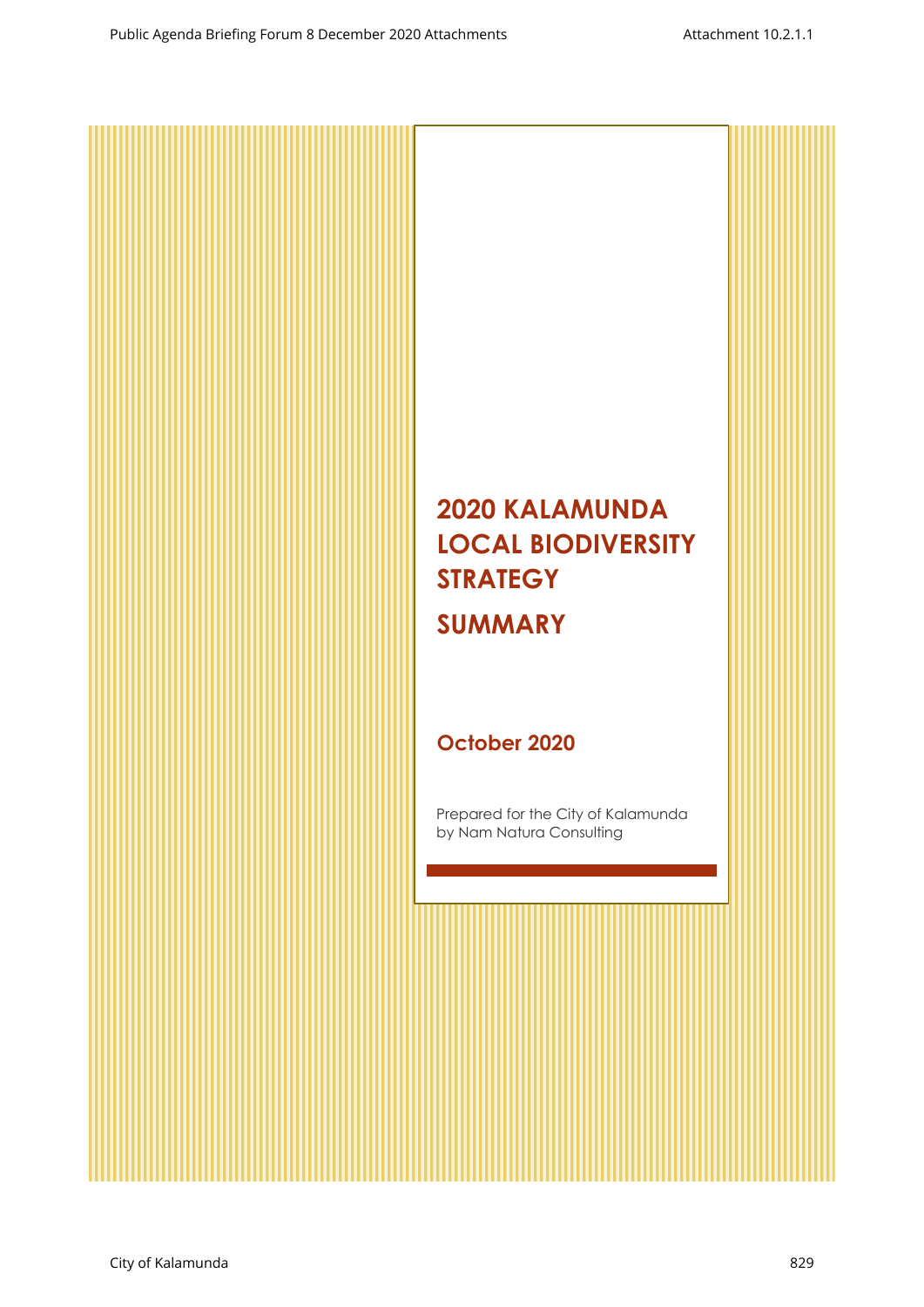# 2020 KALAMUNDA LOCAL BIODIVERSITY STRATEGY

# SUMMARY

## October 2020

Prepared for the City of Kalamunda by Nam Natura Consulting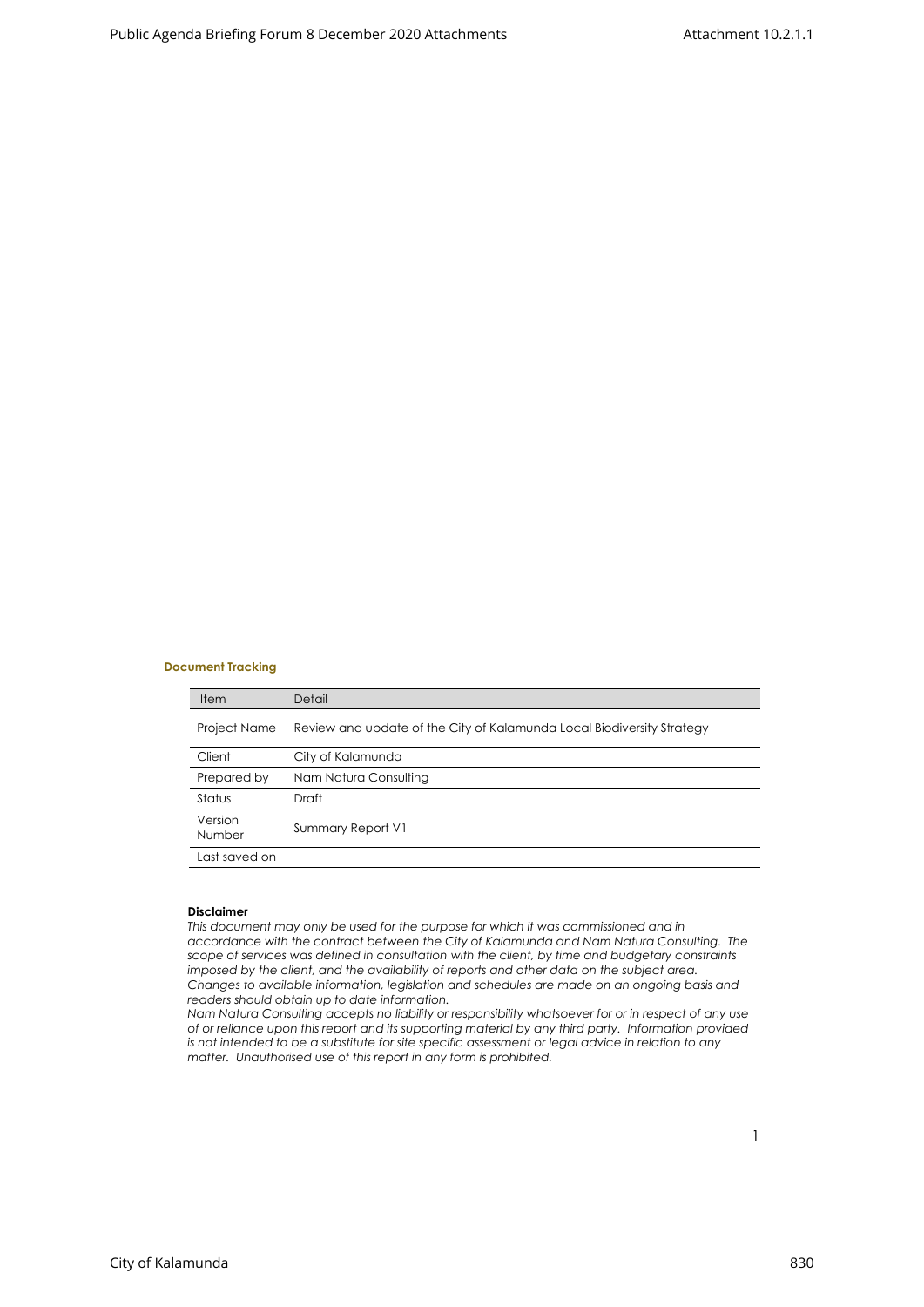**Document Tracking**

| Item | Detail |
| --- | --- |
| Project Name | Review and update of the City of Kalamunda Local Biodiversity Strategy |
| Client | City of Kalamunda |
| Prepared by | Nam Natura Consulting |
| Status | Draft |
| Version Number | Summary Report V1 |
| Last saved on | |

**Disclaimer**

*This document may only be used for the purpose for which it was commissioned and in accordance with the contract between the City of Kalamunda and Nam Natura Consulting. The scope of services was defined in consultation with the client, by time and budgetary constraints imposed by the client, and the availability of reports and other data on the subject area. Changes to available information, legislation and schedules are made on an ongoing basis and readers should obtain up to date information.*

*Nam Natura Consulting accepts no liability or responsibility whatsoever for or in respect of any use of or reliance upon this report and its supporting material by any third party. Information provided is not intended to be a substitute for site specific assessment or legal advice in relation to any matter. Unauthorised use of this report in any form is prohibited.*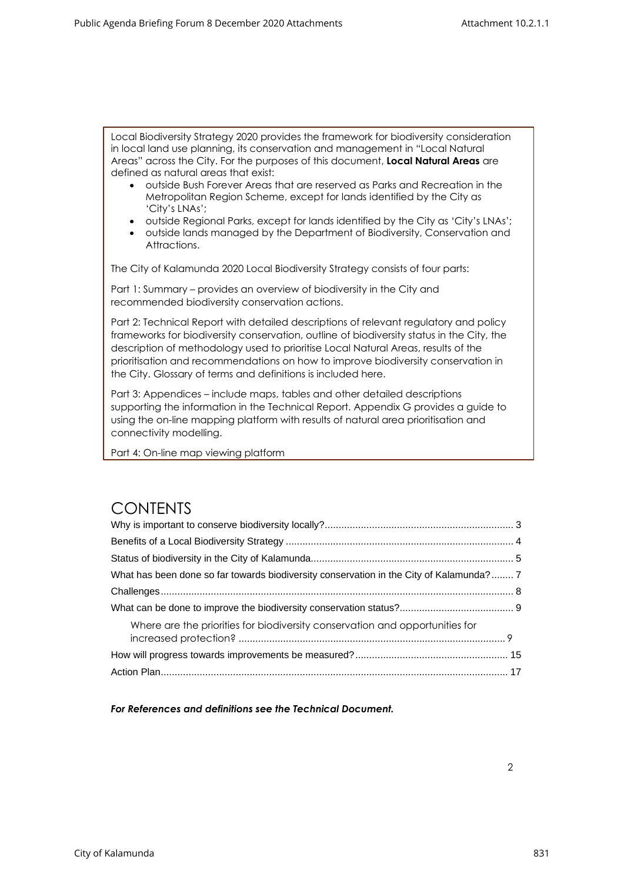Local Biodiversity Strategy 2020 provides the framework for biodiversity consideration in local land use planning, its conservation and management in "Local Natural Areas" across the City. For the purposes of this document, **Local Natural Areas** are defined as natural areas that exist:

- outside Bush Forever Areas that are reserved as Parks and Recreation in the Metropolitan Region Scheme, except for lands identified by the City as 'City's LNAs';
- outside Regional Parks, except for lands identified by the City as 'City's LNAs';
- outside lands managed by the Department of Biodiversity, Conservation and Attractions.

The City of Kalamunda 2020 Local Biodiversity Strategy consists of four parts:

Part 1: Summary – provides an overview of biodiversity in the City and recommended biodiversity conservation actions.

Part 2: Technical Report with detailed descriptions of relevant regulatory and policy frameworks for biodiversity conservation, outline of biodiversity status in the City, the description of methodology used to prioritise Local Natural Areas, results of the prioritisation and recommendations on how to improve biodiversity conservation in the City. Glossary of terms and definitions is included here.

Part 3: Appendices – include maps, tables and other detailed descriptions supporting the information in the Technical Report. Appendix G provides a guide to using the on-line mapping platform with results of natural area prioritisation and connectivity modelling.

Part 4: On-line map viewing platform

# CONTENTS

Why is important to conserve biodiversity locally? ..... 3

Benefits of a Local Biodiversity Strategy ..... 4

Status of biodiversity in the City of Kalamunda ..... 5

What has been done so far towards biodiversity conservation in the City of Kalamunda? ..... 7

Challenges ..... 8

What can be done to improve the biodiversity conservation status? ..... 9

  Where are the priorities for biodiversity conservation and opportunities for increased protection? ..... 9

How will progress towards improvements be measured? ..... 15

Action Plan ..... 17

***For References and definitions see the Technical Document.***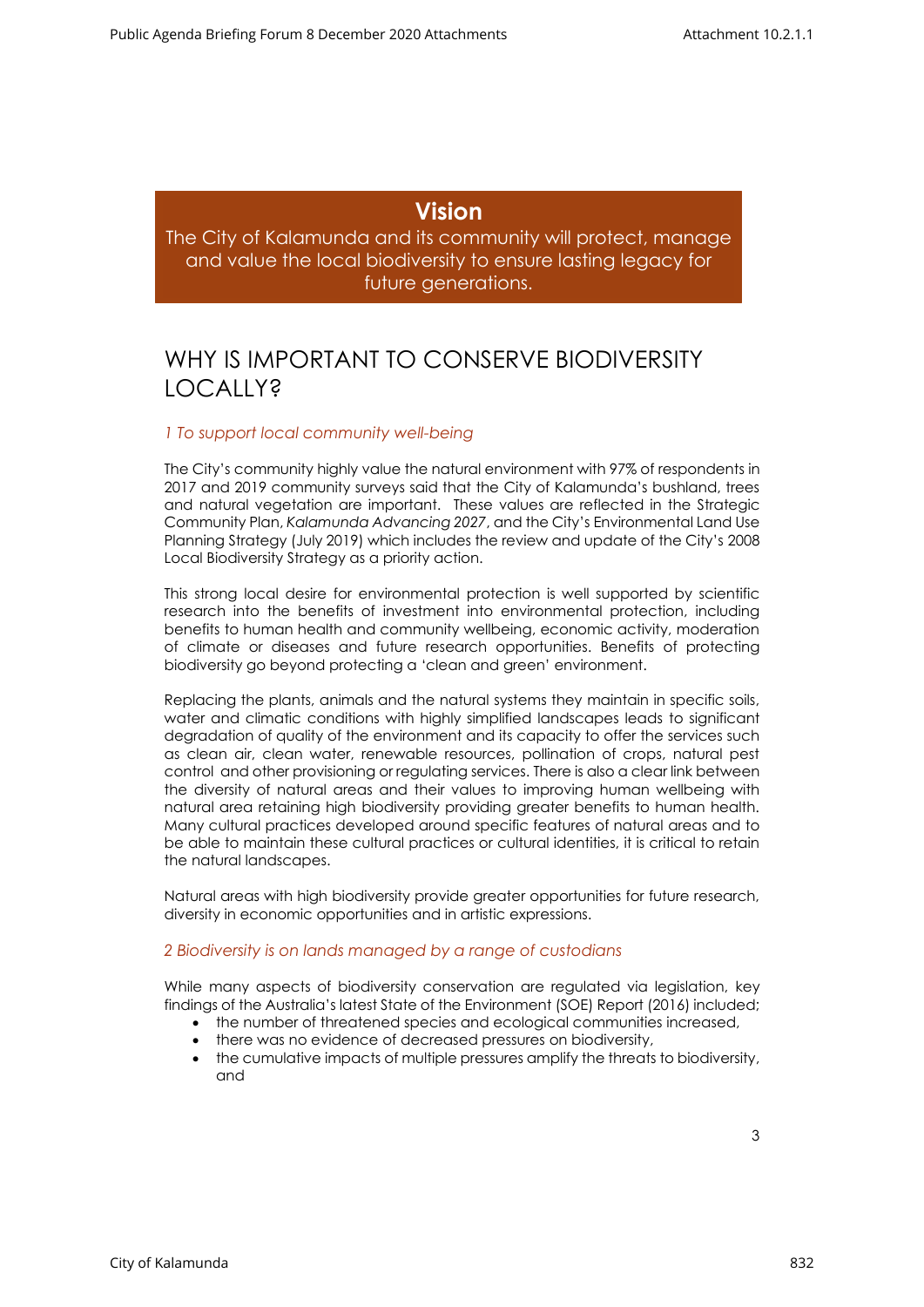## Vision

The City of Kalamunda and its community will protect, manage and value the local biodiversity to ensure lasting legacy for future generations.

# WHY IS IMPORTANT TO CONSERVE BIODIVERSITY LOCALLY?

### *1 To support local community well-being*

The City's community highly value the natural environment with 97% of respondents in 2017 and 2019 community surveys said that the City of Kalamunda's bushland, trees and natural vegetation are important. These values are reflected in the Strategic Community Plan, *Kalamunda Advancing 2027*, and the City's Environmental Land Use Planning Strategy (July 2019) which includes the review and update of the City's 2008 Local Biodiversity Strategy as a priority action.

This strong local desire for environmental protection is well supported by scientific research into the benefits of investment into environmental protection, including benefits to human health and community wellbeing, economic activity, moderation of climate or diseases and future research opportunities. Benefits of protecting biodiversity go beyond protecting a 'clean and green' environment.

Replacing the plants, animals and the natural systems they maintain in specific soils, water and climatic conditions with highly simplified landscapes leads to significant degradation of quality of the environment and its capacity to offer the services such as clean air, clean water, renewable resources, pollination of crops, natural pest control and other provisioning or regulating services. There is also a clear link between the diversity of natural areas and their values to improving human wellbeing with natural area retaining high biodiversity providing greater benefits to human health. Many cultural practices developed around specific features of natural areas and to be able to maintain these cultural practices or cultural identities, it is critical to retain the natural landscapes.

Natural areas with high biodiversity provide greater opportunities for future research, diversity in economic opportunities and in artistic expressions.

### *2 Biodiversity is on lands managed by a range of custodians*

While many aspects of biodiversity conservation are regulated via legislation, key findings of the Australia's latest State of the Environment (SOE) Report (2016) included;

- the number of threatened species and ecological communities increased,
- there was no evidence of decreased pressures on biodiversity,
- the cumulative impacts of multiple pressures amplify the threats to biodiversity, and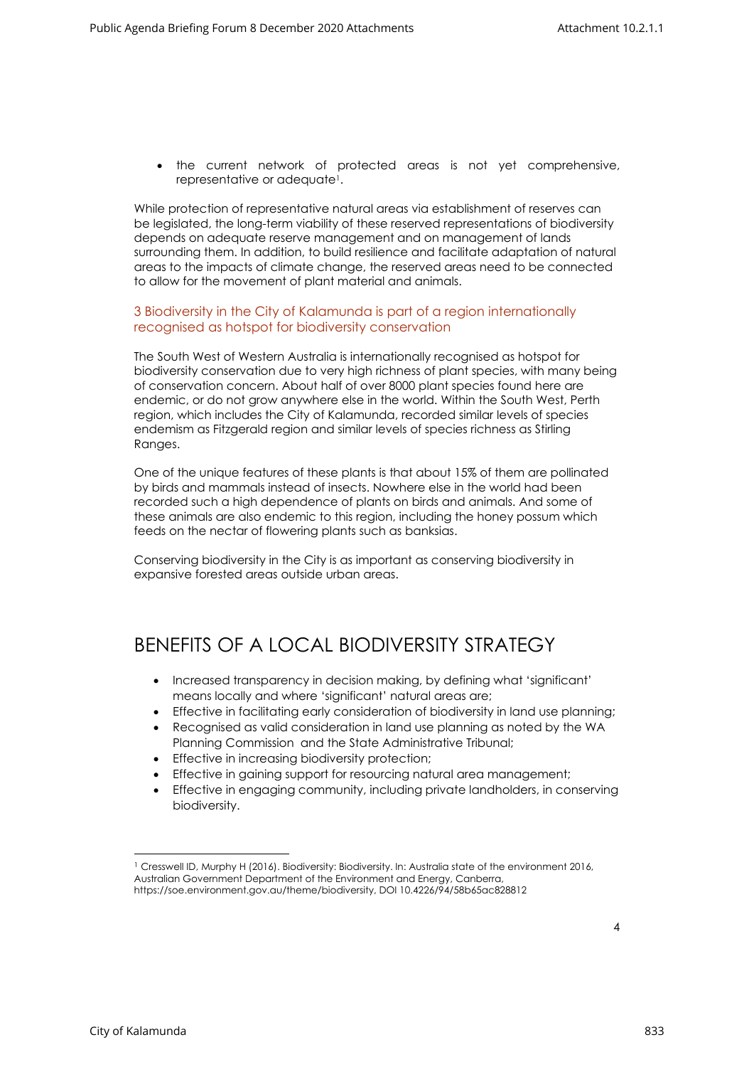- the current network of protected areas is not yet comprehensive, representative or adequate[1].

While protection of representative natural areas via establishment of reserves can be legislated, the long-term viability of these reserved representations of biodiversity depends on adequate reserve management and on management of lands surrounding them. In addition, to build resilience and facilitate adaptation of natural areas to the impacts of climate change, the reserved areas need to be connected to allow for the movement of plant material and animals.

### 3 Biodiversity in the City of Kalamunda is part of a region internationally recognised as hotspot for biodiversity conservation

The South West of Western Australia is internationally recognised as hotspot for biodiversity conservation due to very high richness of plant species, with many being of conservation concern. About half of over 8000 plant species found here are endemic, or do not grow anywhere else in the world. Within the South West, Perth region, which includes the City of Kalamunda, recorded similar levels of species endemism as Fitzgerald region and similar levels of species richness as Stirling Ranges.

One of the unique features of these plants is that about 15% of them are pollinated by birds and mammals instead of insects. Nowhere else in the world had been recorded such a high dependence of plants on birds and animals. And some of these animals are also endemic to this region, including the honey possum which feeds on the nectar of flowering plants such as banksias.

Conserving biodiversity in the City is as important as conserving biodiversity in expansive forested areas outside urban areas.

## BENEFITS OF A LOCAL BIODIVERSITY STRATEGY

- Increased transparency in decision making, by defining what 'significant' means locally and where 'significant' natural areas are;
- Effective in facilitating early consideration of biodiversity in land use planning;
- Recognised as valid consideration in land use planning as noted by the WA Planning Commission and the State Administrative Tribunal;
- Effective in increasing biodiversity protection;
- Effective in gaining support for resourcing natural area management;
- Effective in engaging community, including private landholders, in conserving biodiversity.

[1] Cresswell ID, Murphy H (2016). Biodiversity: Biodiversity. In: Australia state of the environment 2016, Australian Government Department of the Environment and Energy, Canberra, https://soe.environment.gov.au/theme/biodiversity, DOI 10.4226/94/58b65ac828812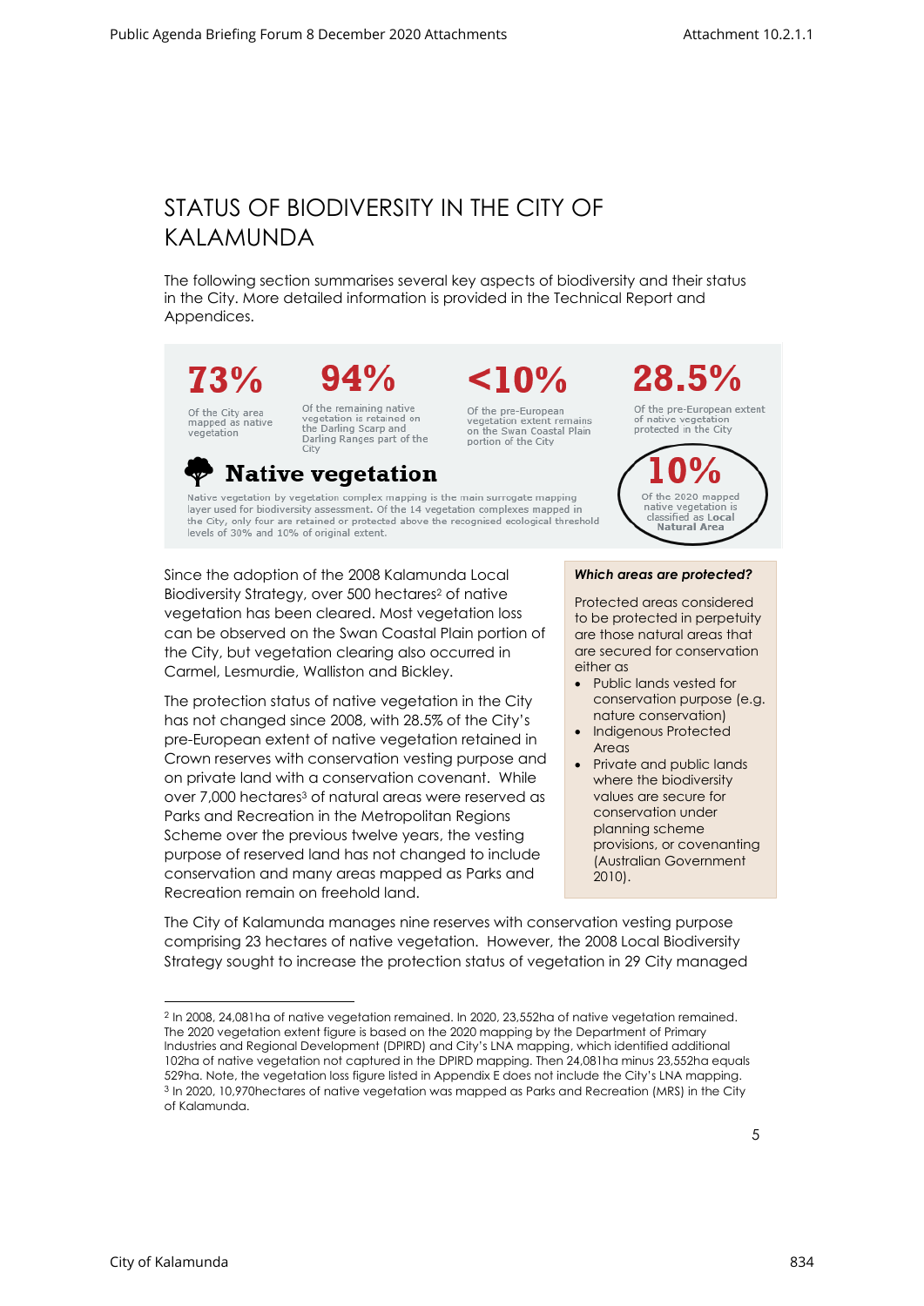# STATUS OF BIODIVERSITY IN THE CITY OF KALAMUNDA

The following section summarises several key aspects of biodiversity and their status in the City. More detailed information is provided in the Technical Report and Appendices.

**73%**
Of the City area mapped as native vegetation

**94%**
Of the remaining native vegetation figure is retained on the Darling Scarp and Darling Ranges part of the City

**<10%**
Of the pre-European vegetation extent remains on the Swan Coastal Plain portion of the City

**28.5%**
Of the pre-European extent of native vegetation protected in the City

## Native vegetation

Native vegetation by vegetation complex mapping is the main surrogate mapping layer used for biodiversity assessment. Of the 14 vegetation complexes mapped in the City, only four are retained or protected above the recognised ecological threshold levels of 30% and 10% of original extent.

**10%**
Of the 2020 mapped native vegetation is classified as **Local Natural Area**

Since the adoption of the 2008 Kalamunda Local Biodiversity Strategy, over 500 hectares[2] of native vegetation has been cleared. Most vegetation loss can be observed on the Swan Coastal Plain portion of the City, but vegetation clearing also occurred in Carmel, Lesmurdie, Walliston and Bickley.

The protection status of native vegetation in the City has not changed since 2008, with 28.5% of the City's pre-European extent of native vegetation retained in Crown reserves with conservation vesting purpose and on private land with a conservation covenant. While over 7,000 hectares[3] of natural areas were reserved as Parks and Recreation in the Metropolitan Regions Scheme over the previous twelve years, the vesting purpose of reserved land has not changed to include conservation and many areas mapped as Parks and Recreation remain on freehold land.

> ***Which areas are protected?***
>
> Protected areas considered to be protected in perpetuity are those natural areas that are secured for conservation either as
>
> - Public lands vested for conservation purpose (e.g. nature conservation)
> - Indigenous Protected Areas
> - Private and public lands where the biodiversity values are secure for conservation under planning scheme provisions, or covenanting (Australian Government 2010).

The City of Kalamunda manages nine reserves with conservation vesting purpose comprising 23 hectares of native vegetation. However, the 2008 Local Biodiversity Strategy sought to increase the protection status of vegetation in 29 City managed

---

[2] In 2008, 24,081ha of native vegetation remained. In 2020, 23,552ha of native vegetation remained. The 2020 vegetation extent figure is based on the 2020 mapping by the Department of Primary Industries and Regional Development (DPIRD) and City's LNA mapping, which identified additional 102ha of native vegetation not captured in the DPIRD mapping. Then 24,081ha minus 23,552ha equals 529ha. Note, the vegetation loss figure listed in Appendix E does not include the City's LNA mapping.

[3] In 2020, 10,970hectares of native vegetation was mapped as Parks and Recreation (MRS) in the City of Kalamunda.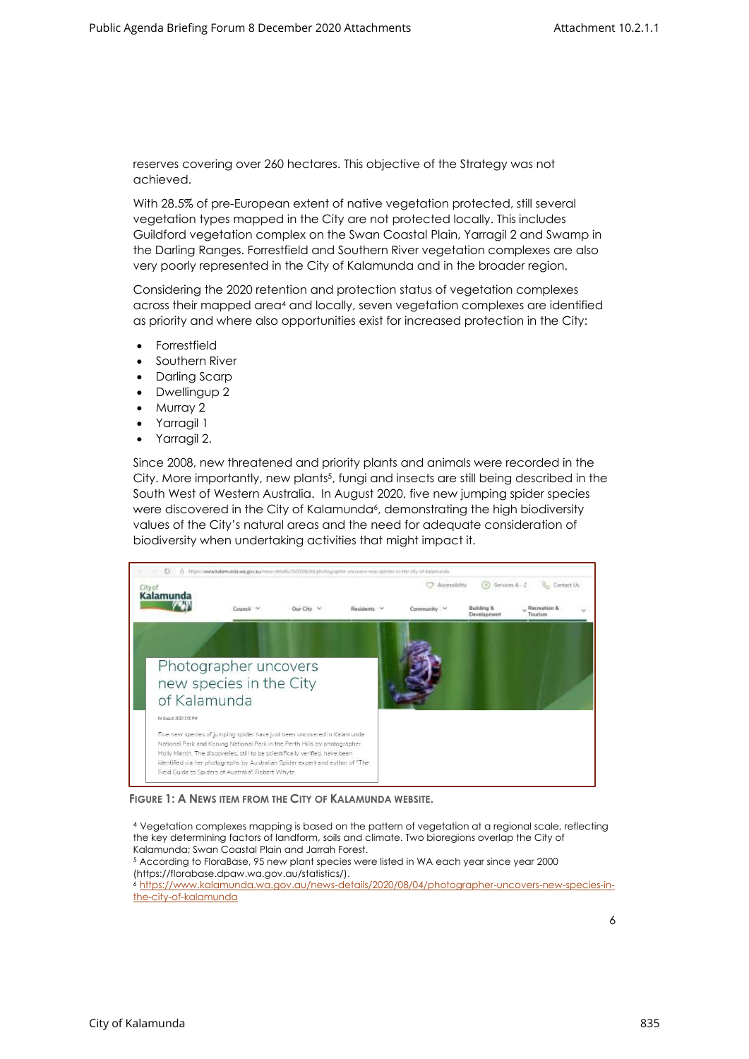reserves covering over 260 hectares. This objective of the Strategy was not achieved.

With 28.5% of pre-European extent of native vegetation protected, still several vegetation types mapped in the City are not protected locally. This includes Guildford vegetation complex on the Swan Coastal Plain, Yarragil 2 and Swamp in the Darling Ranges. Forrestfield and Southern River vegetation complexes are also very poorly represented in the City of Kalamunda and in the broader region.

Considering the 2020 retention and protection status of vegetation complexes across their mapped area[4] and locally, seven vegetation complexes are identified as priority and where also opportunities exist for increased protection in the City:

- Forrestfield
- Southern River
- Darling Scarp
- Dwellingup 2
- Murray 2
- Yarragil 1
- Yarragil 2.

Since 2008, new threatened and priority plants and animals were recorded in the City. More importantly, new plants[5], fungi and insects are still being described in the South West of Western Australia. In August 2020, five new jumping spider species were discovered in the City of Kalamunda[6], demonstrating the high biodiversity values of the City's natural areas and the need for adequate consideration of biodiversity when undertaking activities that might impact it.

**FIGURE 1: A NEWS ITEM FROM THE CITY OF KALAMUNDA WEBSITE.**

[4] Vegetation complexes mapping is based on the pattern of vegetation at a regional scale, reflecting the key determining factors of landform, soils and climate. Two bioregions overlap the City of Kalamunda; Swan Coastal Plain and Jarrah Forest.

[5] According to FloraBase, 95 new plant species were listed in WA each year since year 2000 (https://florabase.dpaw.wa.gov.au/statistics/).

[6] https://www.kalamunda.wa.gov.au/news-details/2020/08/04/photographer-uncovers-new-species-in-the-city-of-kalamunda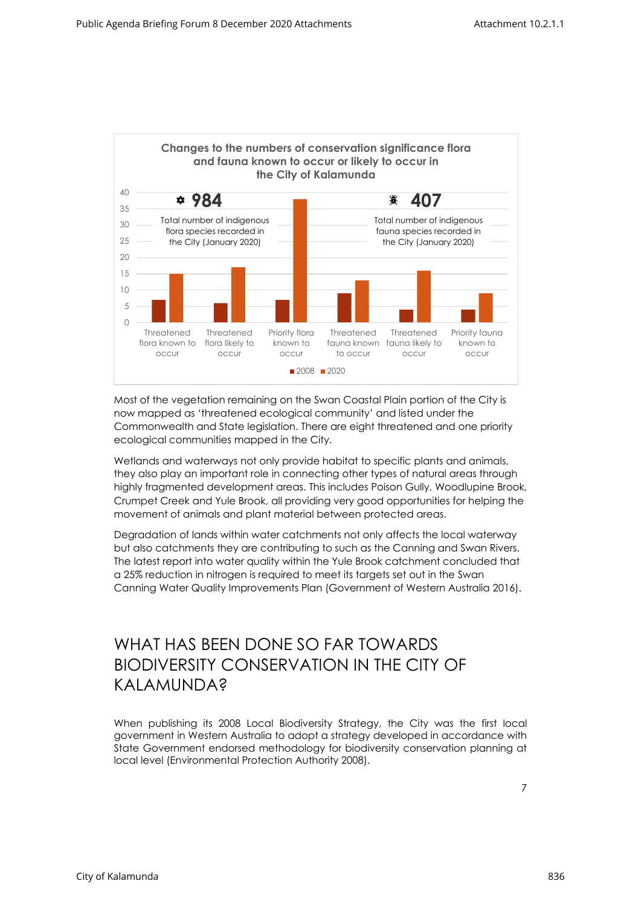**Changes to the numbers of conservation significance flora and fauna known to occur or likely to occur in the City of Kalamunda**

**984** Total number of indigenous flora species recorded in the City (January 2020)

**407** Total number of indigenous fauna species recorded in the City (January 2020)

Categories: Threatened flora known to occur; Threatened flora likely to occur; Priority flora known to occur; Threatened fauna known to occur; Threatened fauna likely to occur; Priority fauna known to occur

Legend: 2008, 2020

Most of the vegetation remaining on the Swan Coastal Plain portion of the City is now mapped as 'threatened ecological community' and listed under the Commonwealth and State legislation. There are eight threatened and one priority ecological communities mapped in the City.

Wetlands and waterways not only provide habitat to specific plants and animals, they also play an important role in connecting other types of natural areas through highly fragmented development areas. This includes Poison Gully, Woodlupine Brook, Crumpet Creek and Yule Brook, all providing very good opportunities for helping the movement of animals and plant material between protected areas.

Degradation of lands within water catchments not only affects the local waterway but also catchments they are contributing to such as the Canning and Swan Rivers. The latest report into water quality within the Yule Brook catchment concluded that a 25% reduction in nitrogen is required to meet its targets set out in the Swan Canning Water Quality Improvements Plan (Government of Western Australia 2016).

## WHAT HAS BEEN DONE SO FAR TOWARDS BIODIVERSITY CONSERVATION IN THE CITY OF KALAMUNDA?

When publishing its 2008 Local Biodiversity Strategy, the City was the first local government in Western Australia to adopt a strategy developed in accordance with State Government endorsed methodology for biodiversity conservation planning at local level (Environmental Protection Authority 2008).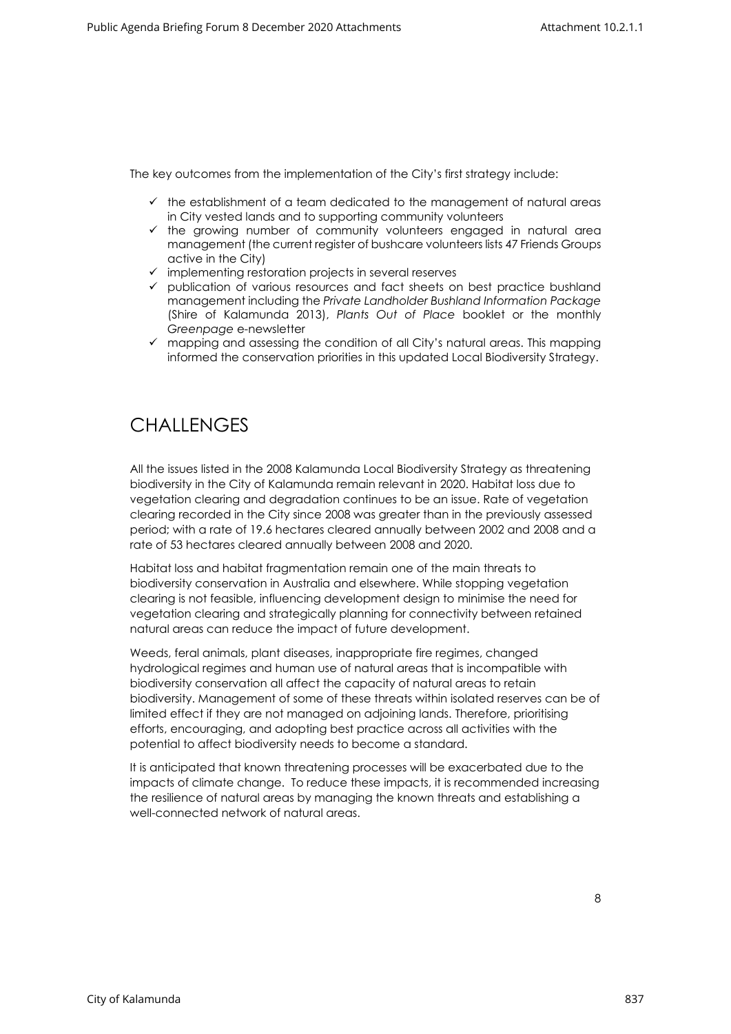The key outcomes from the implementation of the City's first strategy include:

- ✓ the establishment of a team dedicated to the management of natural areas in City vested lands and to supporting community volunteers
- ✓ the growing number of community volunteers engaged in natural area management (the current register of bushcare volunteers lists 47 Friends Groups active in the City)
- ✓ implementing restoration projects in several reserves
- ✓ publication of various resources and fact sheets on best practice bushland management including the *Private Landholder Bushland Information Package* (Shire of Kalamunda 2013), *Plants Out of Place* booklet or the monthly *Greenpage* e-newsletter
- ✓ mapping and assessing the condition of all City's natural areas. This mapping informed the conservation priorities in this updated Local Biodiversity Strategy.

# CHALLENGES

All the issues listed in the 2008 Kalamunda Local Biodiversity Strategy as threatening biodiversity in the City of Kalamunda remain relevant in 2020. Habitat loss due to vegetation clearing and degradation continues to be an issue. Rate of vegetation clearing recorded in the City since 2008 was greater than in the previously assessed period; with a rate of 19.6 hectares cleared annually between 2002 and 2008 and a rate of 53 hectares cleared annually between 2008 and 2020.

Habitat loss and habitat fragmentation remain one of the main threats to biodiversity conservation in Australia and elsewhere. While stopping vegetation clearing is not feasible, influencing development design to minimise the need for vegetation clearing and strategically planning for connectivity between retained natural areas can reduce the impact of future development.

Weeds, feral animals, plant diseases, inappropriate fire regimes, changed hydrological regimes and human use of natural areas that is incompatible with biodiversity conservation all affect the capacity of natural areas to retain biodiversity. Management of some of these threats within isolated reserves can be of limited effect if they are not managed on adjoining lands. Therefore, prioritising efforts, encouraging, and adopting best practice across all activities with the potential to affect biodiversity needs to become a standard.

It is anticipated that known threatening processes will be exacerbated due to the impacts of climate change. To reduce these impacts, it is recommended increasing the resilience of natural areas by managing the known threats and establishing a well-connected network of natural areas.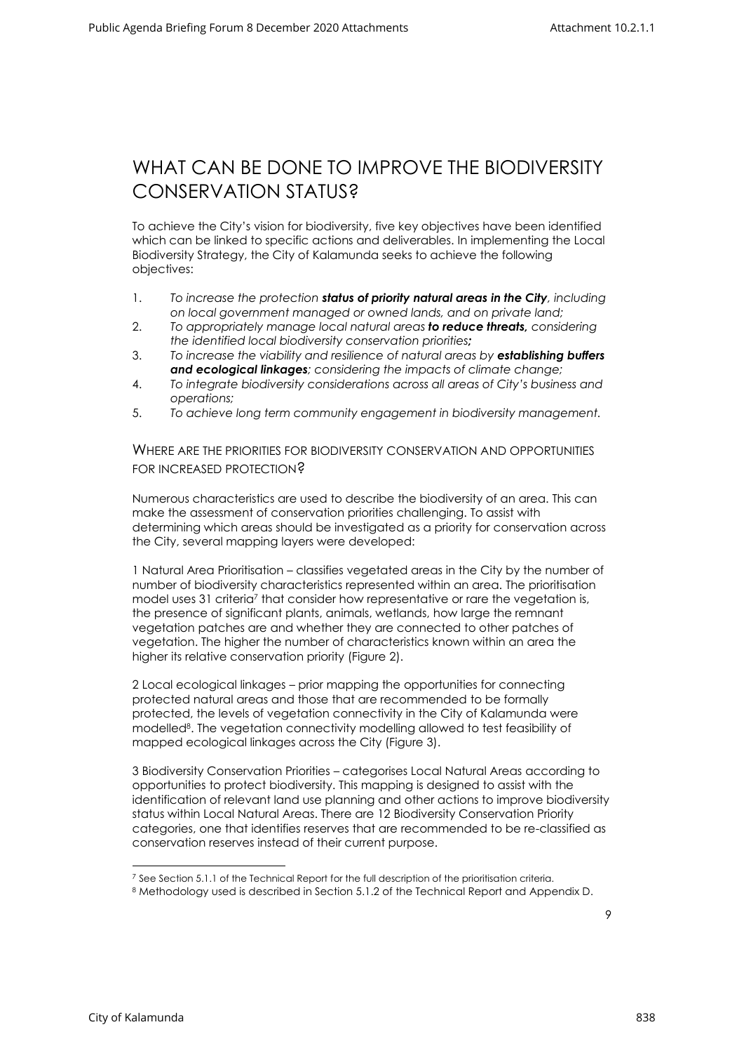# WHAT CAN BE DONE TO IMPROVE THE BIODIVERSITY CONSERVATION STATUS?

To achieve the City's vision for biodiversity, five key objectives have been identified which can be linked to specific actions and deliverables. In implementing the Local Biodiversity Strategy, the City of Kalamunda seeks to achieve the following objectives:

1. *To increase the protection **status of priority natural areas in the City**, including on local government managed or owned lands, and on private land;*
2. *To appropriately manage local natural areas **to reduce threats,** considering the identified local biodiversity conservation priorities**;***
3. *To increase the viability and resilience of natural areas by **establishing buffers and ecological linkages**; considering the impacts of climate change;*
4. *To integrate biodiversity considerations across all areas of City's business and operations;*
5. *To achieve long term community engagement in biodiversity management.*

## WHERE ARE THE PRIORITIES FOR BIODIVERSITY CONSERVATION AND OPPORTUNITIES FOR INCREASED PROTECTION?

Numerous characteristics are used to describe the biodiversity of an area. This can make the assessment of conservation priorities challenging. To assist with determining which areas should be investigated as a priority for conservation across the City, several mapping layers were developed:

1 Natural Area Prioritisation – classifies vegetated areas in the City by the number of number of biodiversity characteristics represented within an area. The prioritisation model uses 31 criteria[7] that consider how representative or rare the vegetation is, the presence of significant plants, animals, wetlands, how large the remnant vegetation patches are and whether they are connected to other patches of vegetation. The higher the number of characteristics known within an area the higher its relative conservation priority (Figure 2).

2 Local ecological linkages – prior mapping the opportunities for connecting protected natural areas and those that are recommended to be formally protected, the levels of vegetation connectivity in the City of Kalamunda were modelled[8]. The vegetation connectivity modelling allowed to test feasibility of mapped ecological linkages across the City (Figure 3).

3 Biodiversity Conservation Priorities – categorises Local Natural Areas according to opportunities to protect biodiversity. This mapping is designed to assist with the identification of relevant land use planning and other actions to improve biodiversity status within Local Natural Areas. There are 12 Biodiversity Conservation Priority categories, one that identifies reserves that are recommended to be re-classified as conservation reserves instead of their current purpose.

[7] See Section 5.1.1 of the Technical Report for the full description of the prioritisation criteria.

[8] Methodology used is described in Section 5.1.2 of the Technical Report and Appendix D.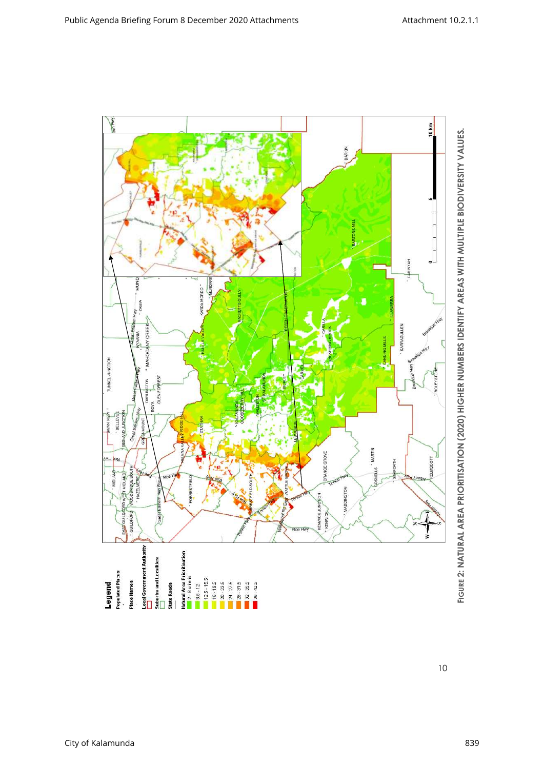Figure 2: Natural Area Prioritisation (2020) higher numbers identify areas with multiple biodiversity values.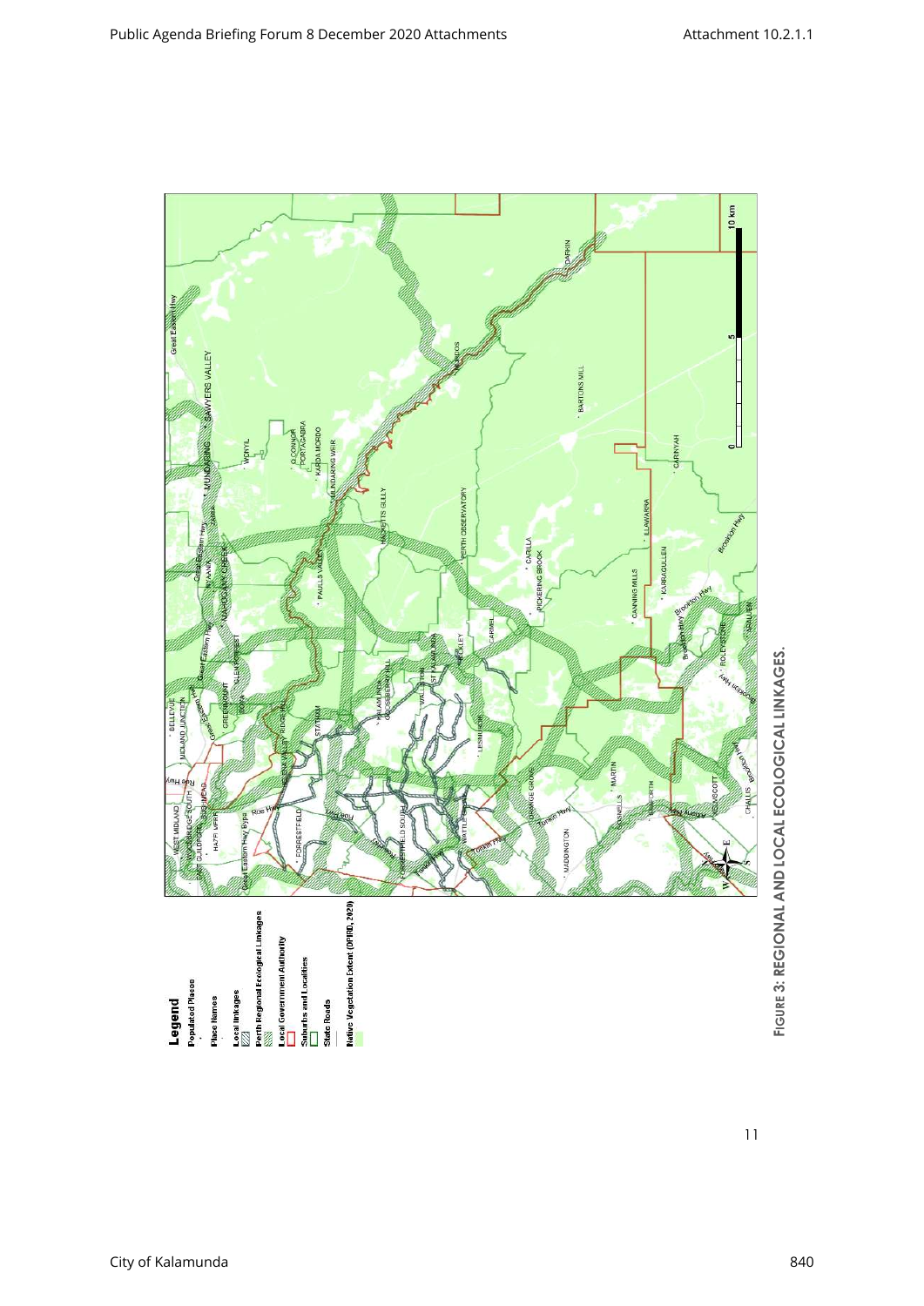**Figure 3: Regional and Local Ecological Linkages.**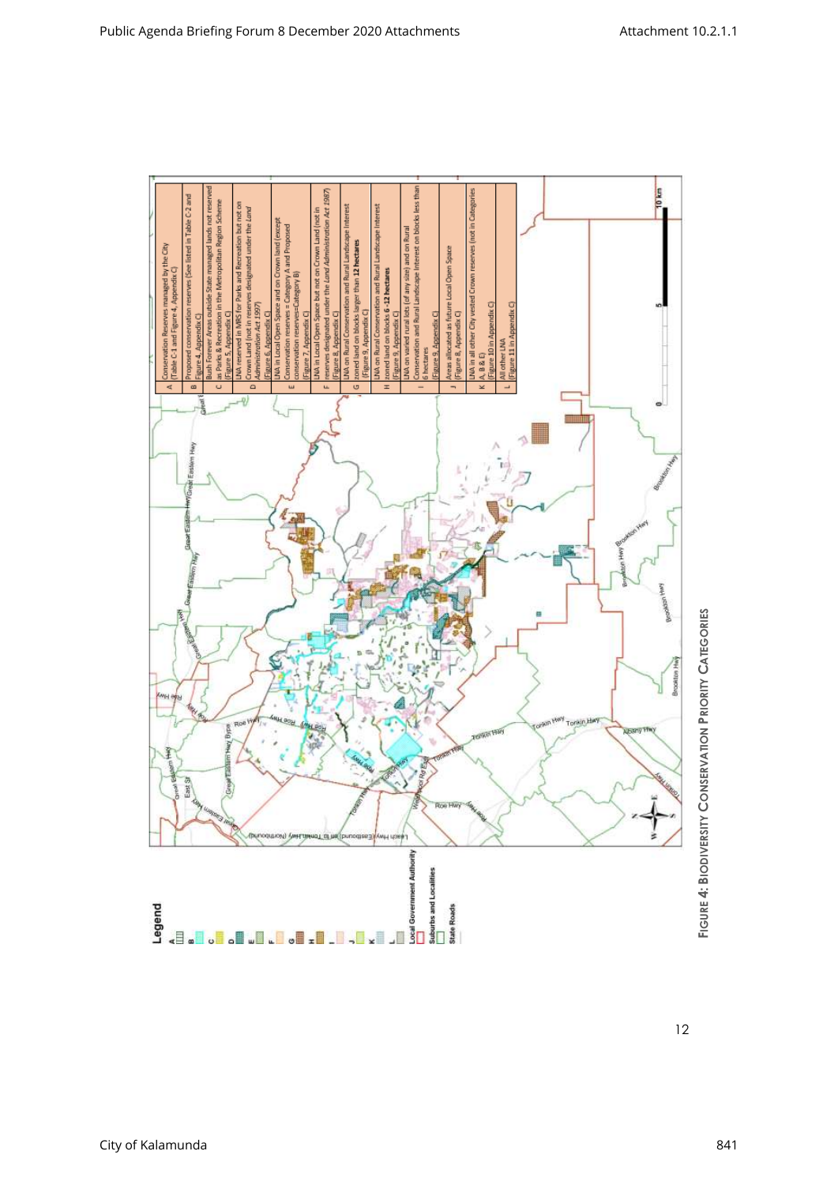| | |
|---|---|
| A | Conservation Reserves managed by the City (Table C-1 and Figure 4, Appendix C) |
| B | Proposed conservation reserves (See listed in Table C-2 and Figure 4, Appendix C) |
| C | Bush Forever Areas outside State managed lands not reserved as Parks & Recreation in the Metropolitan Region Scheme (Figure 5, Appendix C) |
| D | LNA reserved in MRS for Parks and Recreation but not on Crown Land (not in reserves designated under the *Land Administration Act 1997*) (Figure 6, Appendix C) |
| E | LNA in Local Open Space and on Crown land (except conservation reserves – Category A and Proposed conservation reserves-Category B) (Figure 7, Appendix C) |
| F | LNA in Local Open Space but not on Crown Land (not in reserves designated under the *Land Administration Act 1987*) (Figure 8, Appendix C) |
| G | LNA on Rural Conservation and Rural Landscape Interest zoned land on blocks larger than **12 hectares** (Figure 9, Appendix C) |
| H | LNA on Rural Conservation and Rural Landscape Interest zoned land on blocks **6 -12 hectares** (Figure 9, Appendix C) |
| I | LNA on varied rural lots (of any size) and on Rural Conservation and Rural Landscape Interest on blocks less than 6 hectares (Figure 9, Appendix C) |
| J | Areas allocated as future Local Open Space (Figure 8, Appendix C) |
| K | LNA in all other City vested Crown reserves (not in Categories A, B & E) (Figure 10 in Appendix C) |
| L | All other LNA (Figure 11 in Appendix C) |

**Legend**

A, B, C, D, E, F, G, H, I, J, K, L

Local Government Authority

Suburbs and Localities

State Roads

**FIGURE 4: BIODIVERSITY CONSERVATION PRIORITY CATEGORIES**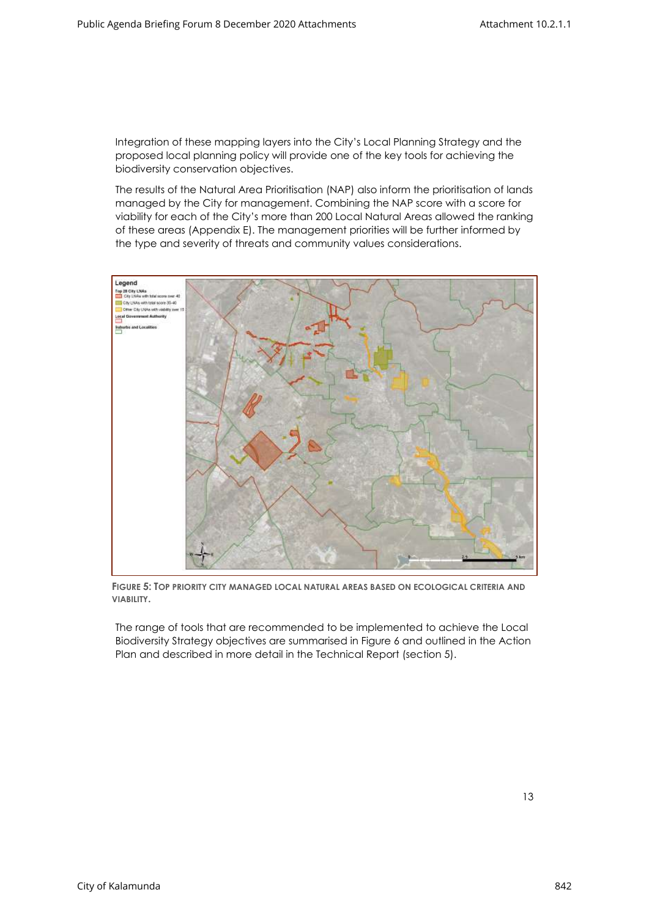Integration of these mapping layers into the City's Local Planning Strategy and the proposed local planning policy will provide one of the key tools for achieving the biodiversity conservation objectives.

The results of the Natural Area Prioritisation (NAP) also inform the prioritisation of lands managed by the City for management. Combining the NAP score with a score for viability for each of the City's more than 200 Local Natural Areas allowed the ranking of these areas (Appendix E). The management priorities will be further informed by the type and severity of threats and community values considerations.

**FIGURE 5: TOP PRIORITY CITY MANAGED LOCAL NATURAL AREAS BASED ON ECOLOGICAL CRITERIA AND VIABILITY.**

The range of tools that are recommended to be implemented to achieve the Local Biodiversity Strategy objectives are summarised in Figure 6 and outlined in the Action Plan and described in more detail in the Technical Report (section 5).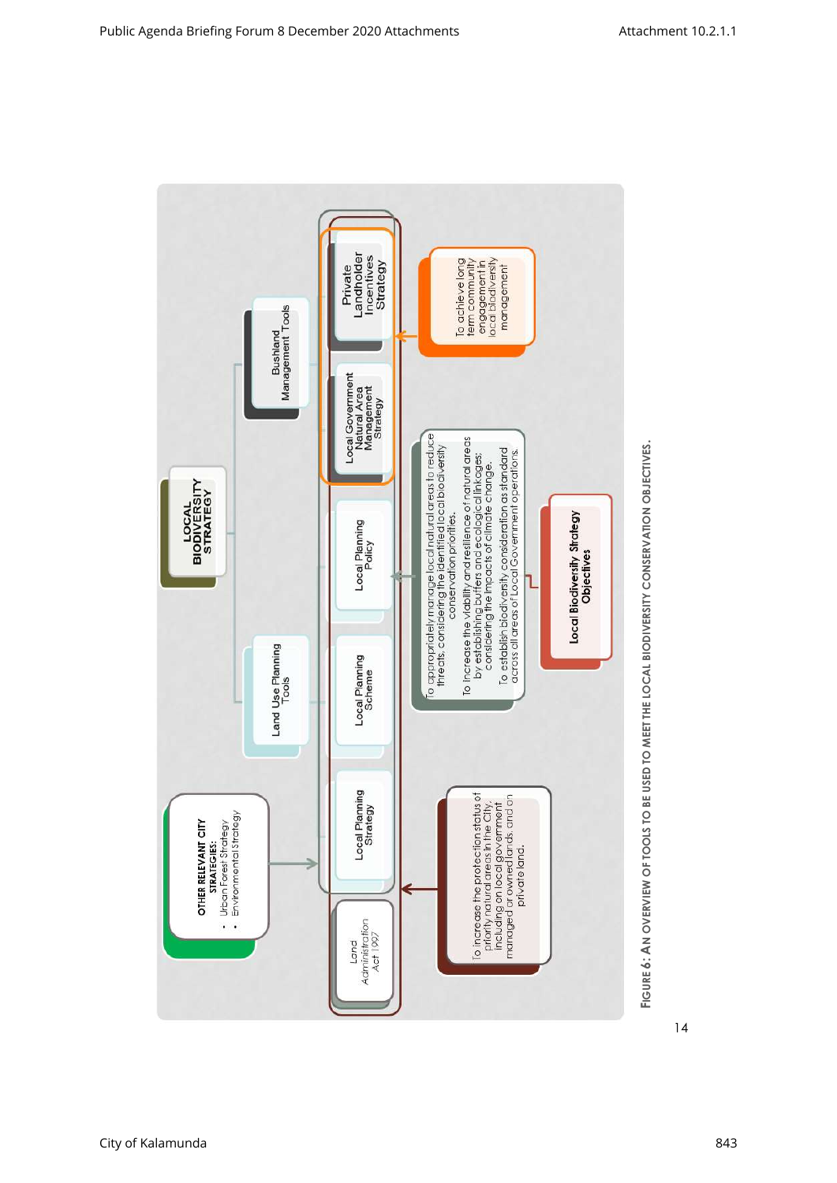**LOCAL BIODIVERSITY STRATEGY**

**OTHER RELEVANT CITY STRATEGIES:**

- Urban Forest Strategy
- Environmental Strategy

Land Use Planning Tools

Bushland Management Tools

Land Administration Act 1997

Local Planning Strategy

Local Planning Scheme

Local Planning Policy

Local Government Natural Area Management Strategy

Private Landholder Incentives Strategy

To increase the protection status of priority natural areas in the City, including on local government managed or owned lands, and on private land.

To appropriately manage local natural areas to reduce threats, considering the identified local biodiversity conservation priorities.

To increase the viability and resilience of natural areas by establishing buffers and ecological linkages; considering the impacts of climate change.

To establish biodiversity consideration as standard across all areas of Local Government operations.

To achieve long term community engagement in local biodiversity management

**Local Biodiversity Strategy Objectives**

FIGURE 6: AN OVERVIEW OF TOOLS TO BE USED TO MEET THE LOCAL BIODIVERSITY CONSERVATION OBJECTIVES.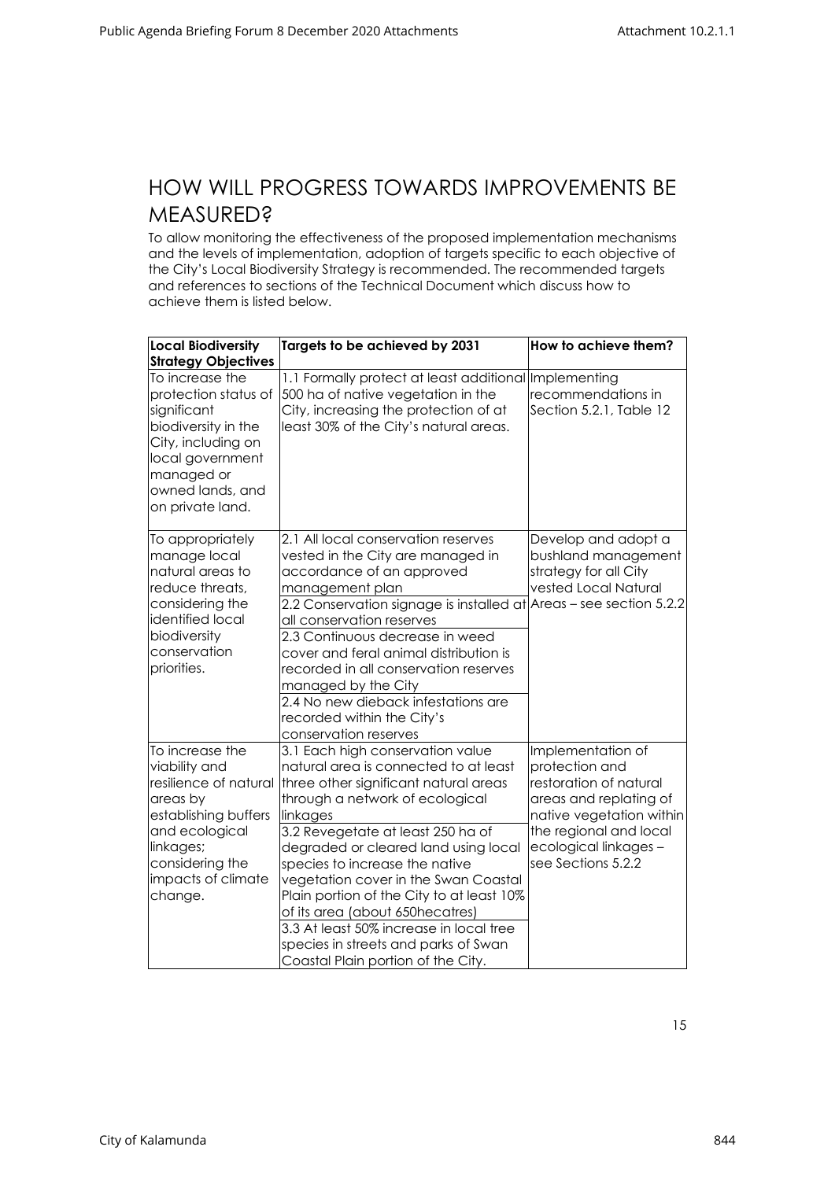# HOW WILL PROGRESS TOWARDS IMPROVEMENTS BE MEASURED?

To allow monitoring the effectiveness of the proposed implementation mechanisms and the levels of implementation, adoption of targets specific to each objective of the City's Local Biodiversity Strategy is recommended. The recommended targets and references to sections of the Technical Document which discuss how to achieve them is listed below.

| Local Biodiversity Strategy Objectives | Targets to be achieved by 2031 | How to achieve them? |
|---|---|---|
| To increase the protection status of significant biodiversity in the City, including on local government managed or owned lands, and on private land. | 1.1 Formally protect at least additional 500 ha of native vegetation in the City, increasing the protection of at least 30% of the City's natural areas. | Implementing recommendations in Section 5.2.1, Table 12 |
| To appropriately manage local natural areas to reduce threats, considering the identified local biodiversity conservation priorities. | 2.1 All local conservation reserves vested in the City are managed in accordance of an approved management plan<br>2.2 Conservation signage is installed at all conservation reserves<br>2.3 Continuous decrease in weed cover and feral animal distribution is recorded in all conservation reserves managed by the City<br>2.4 No new dieback infestations are recorded within the City's conservation reserves | Develop and adopt a bushland management strategy for all City vested Local Natural Areas – see section 5.2.2 |
| To increase the viability and resilience of natural areas by establishing buffers and ecological linkages; considering the impacts of climate change. | 3.1 Each high conservation value natural area is connected to at least three other significant natural areas through a network of ecological linkages<br>3.2 Revegetate at least 250 ha of degraded or cleared land using local species to increase the native vegetation cover in the Swan Coastal Plain portion of the City to at least 10% of its area (about 650hecatres)<br>3.3 At least 50% increase in local tree species in streets and parks of Swan Coastal Plain portion of the City. | Implementation of protection and restoration of natural areas and replating of native vegetation within the regional and local ecological linkages – see Sections 5.2.2 |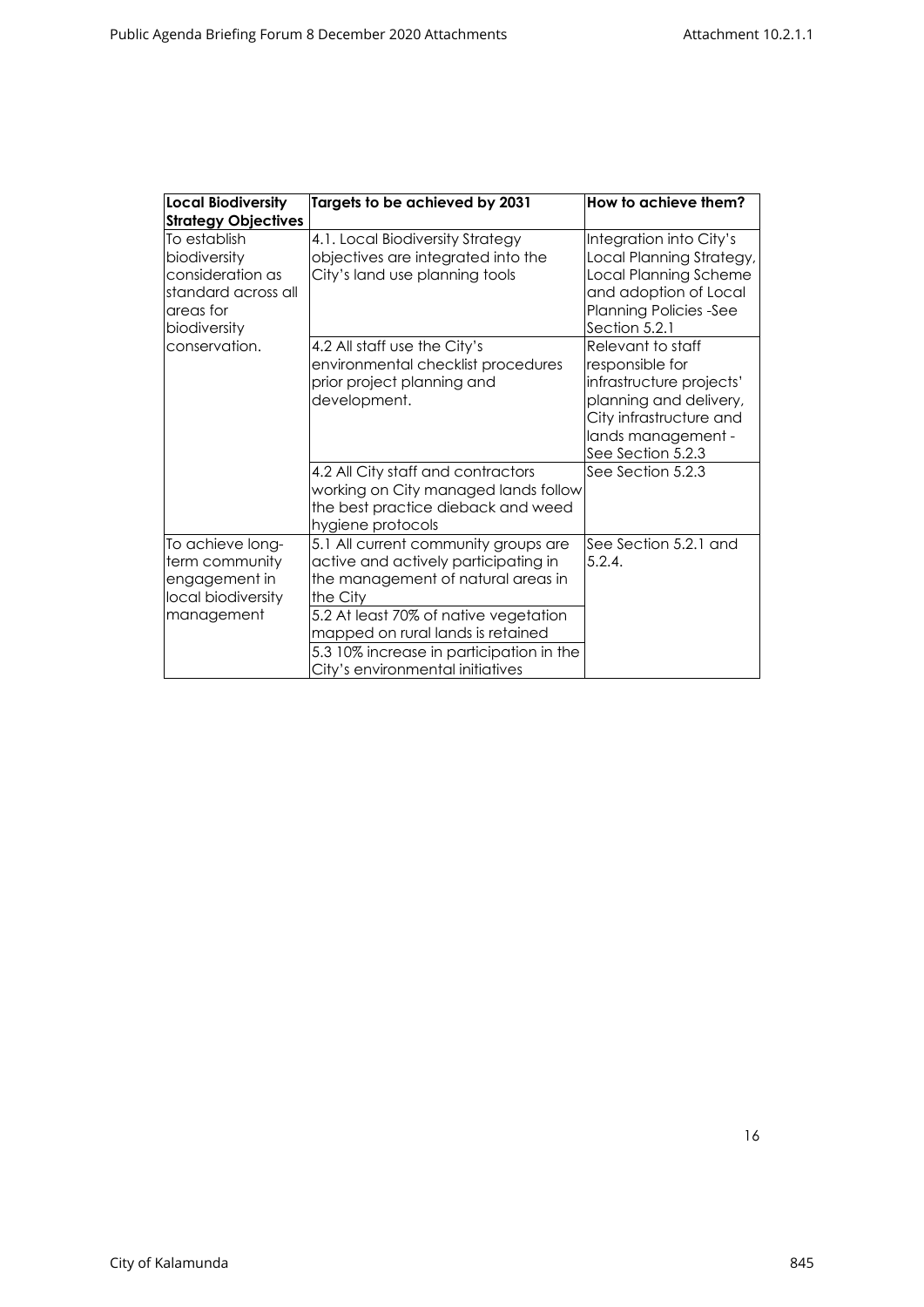| Local Biodiversity Strategy Objectives | Targets to be achieved by 2031 | How to achieve them? |
|---|---|---|
| To establish biodiversity consideration as standard across all areas for biodiversity conservation. | 4.1. Local Biodiversity Strategy objectives are integrated into the City's land use planning tools | Integration into City's Local Planning Strategy, Local Planning Scheme and adoption of Local Planning Policies -See Section 5.2.1 |
| | 4.2 All staff use the City's environmental checklist procedures prior project planning and development. | Relevant to staff responsible for infrastructure projects' planning and delivery, City infrastructure and lands management - See Section 5.2.3 |
| | 4.2 All City staff and contractors working on City managed lands follow the best practice dieback and weed hygiene protocols | See Section 5.2.3 |
| To achieve long-term community engagement in local biodiversity management | 5.1 All current community groups are active and actively participating in the management of natural areas in the City | See Section 5.2.1 and 5.2.4. |
| | 5.2 At least 70% of native vegetation mapped on rural lands is retained | |
| | 5.3 10% increase in participation in the City's environmental initiatives | |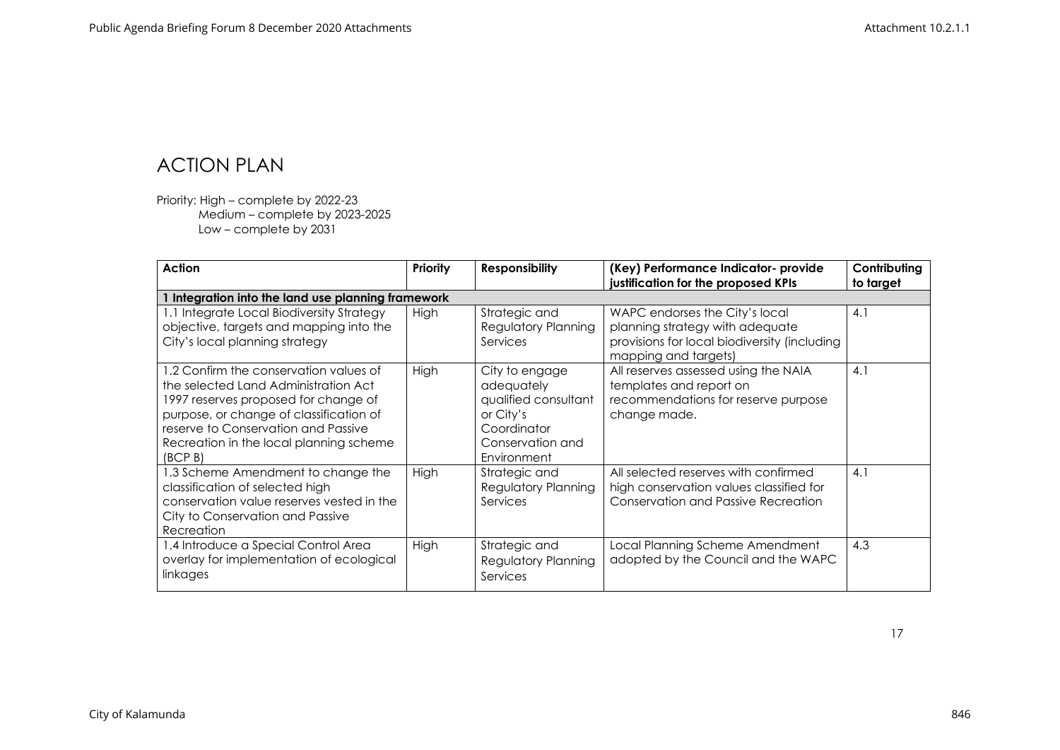# ACTION PLAN

Priority: High – complete by 2022-23
Medium – complete by 2023-2025
Low – complete by 2031

| Action | Priority | Responsibility | (Key) Performance Indicator- provide justification for the proposed KPIs | Contributing to target |
|---|---|---|---|---|
| **1 Integration into the land use planning framework** | | | | |
| 1.1 Integrate Local Biodiversity Strategy objective, targets and mapping into the City's local planning strategy | High | Strategic and Regulatory Planning Services | WAPC endorses the City's local planning strategy with adequate provisions for local biodiversity (including mapping and targets) | 4.1 |
| 1.2 Confirm the conservation values of the selected Land Administration Act 1997 reserves proposed for change of purpose, or change of classification of reserve to Conservation and Passive Recreation in the local planning scheme (BCP B) | High | City to engage adequately qualified consultant or City's Coordinator Conservation and Environment | All reserves assessed using the NAIA templates and report on recommendations for reserve purpose change made. | 4.1 |
| 1.3 Scheme Amendment to change the classification of selected high conservation value reserves vested in the City to Conservation and Passive Recreation | High | Strategic and Regulatory Planning Services | All selected reserves with confirmed high conservation values classified for Conservation and Passive Recreation | 4.1 |
| 1.4 Introduce a Special Control Area overlay for implementation of ecological linkages | High | Strategic and Regulatory Planning Services | Local Planning Scheme Amendment adopted by the Council and the WAPC | 4.3 |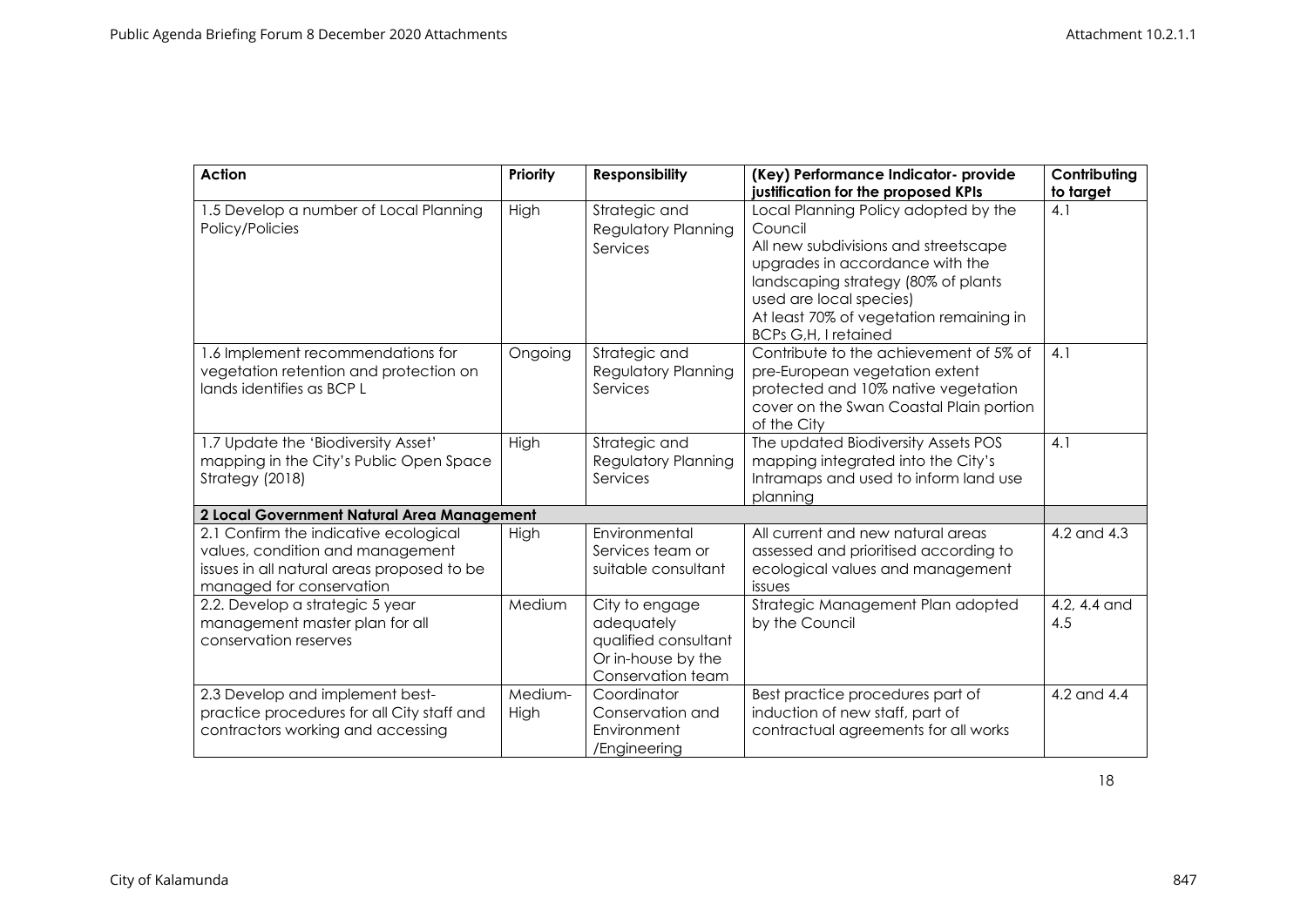| Action | Priority | Responsibility | (Key) Performance Indicator- provide justification for the proposed KPIs | Contributing to target |
|---|---|---|---|---|
| 1.5 Develop a number of Local Planning Policy/Policies | High | Strategic and Regulatory Planning Services | Local Planning Policy adopted by the Council<br>All new subdivisions and streetscape upgrades in accordance with the landscaping strategy (80% of plants used are local species)<br>At least 70% of vegetation remaining in BCPs G,H, I retained | 4.1 |
| 1.6 Implement recommendations for vegetation retention and protection on lands identifies as BCP L | Ongoing | Strategic and Regulatory Planning Services | Contribute to the achievement of 5% of pre-European vegetation extent protected and 10% native vegetation cover on the Swan Coastal Plain portion of the City | 4.1 |
| 1.7 Update the 'Biodiversity Asset' mapping in the City's Public Open Space Strategy (2018) | High | Strategic and Regulatory Planning Services | The updated Biodiversity Assets POS mapping integrated into the City's Intramaps and used to inform land use planning | 4.1 |
| **2 Local Government Natural Area Management** | | | | |
| 2.1 Confirm the indicative ecological values, condition and management issues in all natural areas proposed to be managed for conservation | High | Environmental Services team or suitable consultant | All current and new natural areas assessed and prioritised according to ecological values and management issues | 4.2 and 4.3 |
| 2.2. Develop a strategic 5 year management master plan for all conservation reserves | Medium | City to engage adequately qualified consultant Or in-house by the Conservation team | Strategic Management Plan adopted by the Council | 4.2, 4.4 and 4.5 |
| 2.3 Develop and implement best-practice procedures for all City staff and contractors working and accessing | Medium-High | Coordinator Conservation and Environment /Engineering | Best practice procedures part of induction of new staff, part of contractual agreements for all works | 4.2 and 4.4 |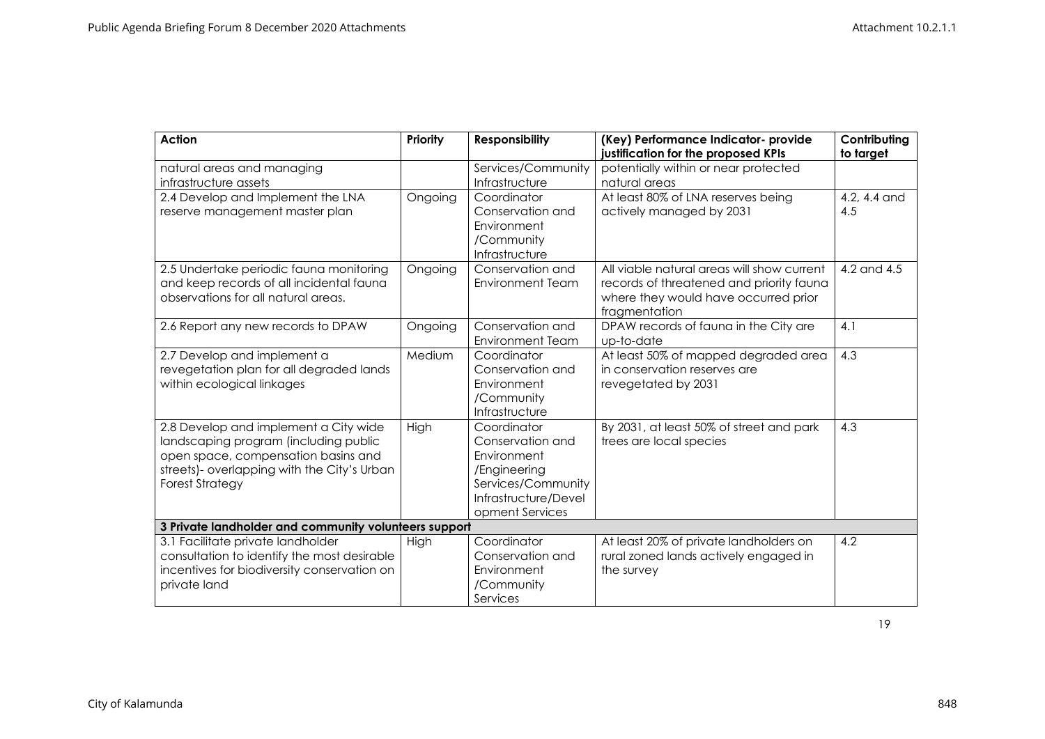| Action | Priority | Responsibility | (Key) Performance Indicator- provide justification for the proposed KPIs | Contributing to target |
|---|---|---|---|---|
| natural areas and managing infrastructure assets | | Services/Community Infrastructure | potentially within or near protected natural areas | |
| 2.4 Develop and Implement the LNA reserve management master plan | Ongoing | Coordinator Conservation and Environment /Community Infrastructure | At least 80% of LNA reserves being actively managed by 2031 | 4.2, 4.4 and 4.5 |
| 2.5 Undertake periodic fauna monitoring and keep records of all incidental fauna observations for all natural areas. | Ongoing | Conservation and Environment Team | All viable natural areas will show current records of threatened and priority fauna where they would have occurred prior fragmentation | 4.2 and 4.5 |
| 2.6 Report any new records to DPAW | Ongoing | Conservation and Environment Team | DPAW records of fauna in the City are up-to-date | 4.1 |
| 2.7 Develop and implement a revegetation plan for all degraded lands within ecological linkages | Medium | Coordinator Conservation and Environment /Community Infrastructure | At least 50% of mapped degraded area in conservation reserves are revegetated by 2031 | 4.3 |
| 2.8 Develop and implement a City wide landscaping program (including public open space, compensation basins and streets)- overlapping with the City's Urban Forest Strategy | High | Coordinator Conservation and Environment /Engineering Services/Community Infrastructure/Development Services | By 2031, at least 50% of street and park trees are local species | 4.3 |
| **3 Private landholder and community volunteers support** | | | | |
| 3.1 Facilitate private landholder consultation to identify the most desirable incentives for biodiversity conservation on private land | High | Coordinator Conservation and Environment /Community Services | At least 20% of private landholders on rural zoned lands actively engaged in the survey | 4.2 |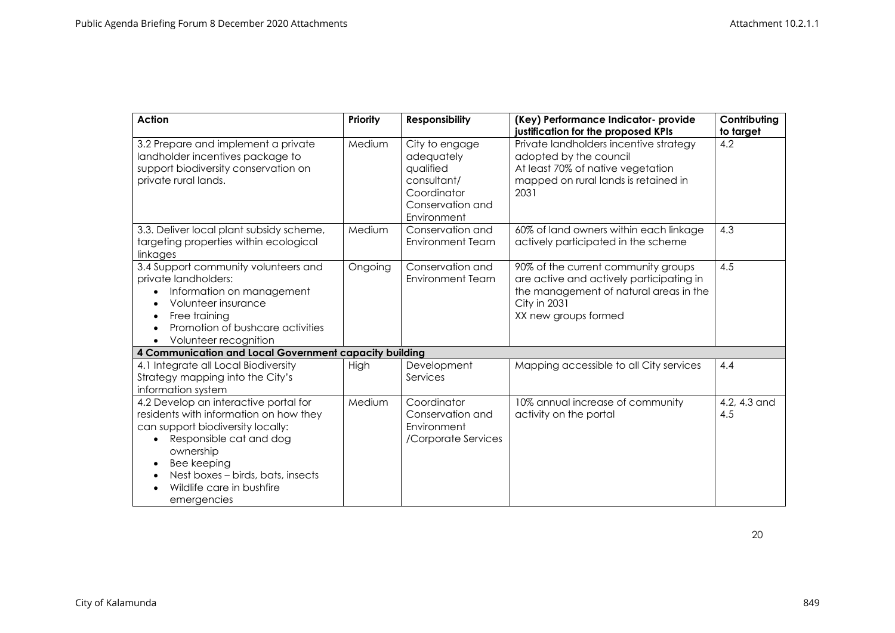| Action | Priority | Responsibility | (Key) Performance Indicator- provide justification for the proposed KPIs | Contributing to target |
|---|---|---|---|---|
| 3.2 Prepare and implement a private landholder incentives package to support biodiversity conservation on private rural lands. | Medium | City to engage adequately qualified consultant/ Coordinator Conservation and Environment | Private landholders incentive strategy adopted by the council<br>At least 70% of native vegetation mapped on rural lands is retained in 2031 | 4.2 |
| 3.3. Deliver local plant subsidy scheme, targeting properties within ecological linkages | Medium | Conservation and Environment Team | 60% of land owners within each linkage actively participated in the scheme | 4.3 |
| 3.4 Support community volunteers and private landholders:<br>• Information on management<br>• Volunteer insurance<br>• Free training<br>• Promotion of bushcare activities<br>• Volunteer recognition | Ongoing | Conservation and Environment Team | 90% of the current community groups are active and actively participating in the management of natural areas in the City in 2031<br>XX new groups formed | 4.5 |
| **4 Communication and Local Government capacity building** | | | | |
| 4.1 Integrate all Local Biodiversity Strategy mapping into the City's information system | High | Development Services | Mapping accessible to all City services | 4.4 |
| 4.2 Develop an interactive portal for residents with information on how they can support biodiversity locally:<br>• Responsible cat and dog ownership<br>• Bee keeping<br>• Nest boxes – birds, bats, insects<br>• Wildlife care in bushfire emergencies | Medium | Coordinator Conservation and Environment /Corporate Services | 10% annual increase of community activity on the portal | 4.2, 4.3 and 4.5 |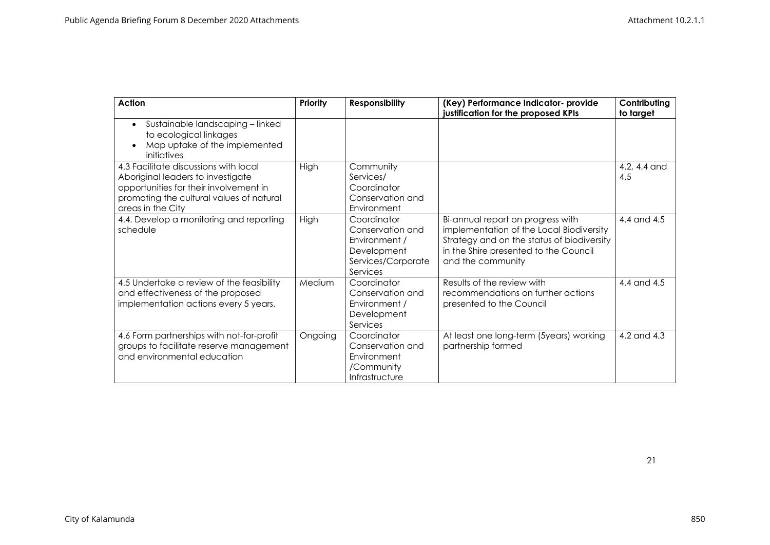| Action | Priority | Responsibility | (Key) Performance Indicator- provide justification for the proposed KPIs | Contributing to target |
|---|---|---|---|---|
| • Sustainable landscaping – linked to ecological linkages<br>• Map uptake of the implemented initiatives | | | | |
| 4.3 Facilitate discussions with local Aboriginal leaders to investigate opportunities for their involvement in promoting the cultural values of natural areas in the City | High | Community Services/ Coordinator Conservation and Environment | | 4.2, 4.4 and 4.5 |
| 4.4. Develop a monitoring and reporting schedule | High | Coordinator Conservation and Environment / Development Services/Corporate Services | Bi-annual report on progress with implementation of the Local Biodiversity Strategy and on the status of biodiversity in the Shire presented to the Council and the community | 4.4 and 4.5 |
| 4.5 Undertake a review of the feasibility and effectiveness of the proposed implementation actions every 5 years. | Medium | Coordinator Conservation and Environment / Development Services | Results of the review with recommendations on further actions presented to the Council | 4.4 and 4.5 |
| 4.6 Form partnerships with not-for-profit groups to facilitate reserve management and environmental education | Ongoing | Coordinator Conservation and Environment /Community Infrastructure | At least one long-term (5years) working partnership formed | 4.2 and 4.3 |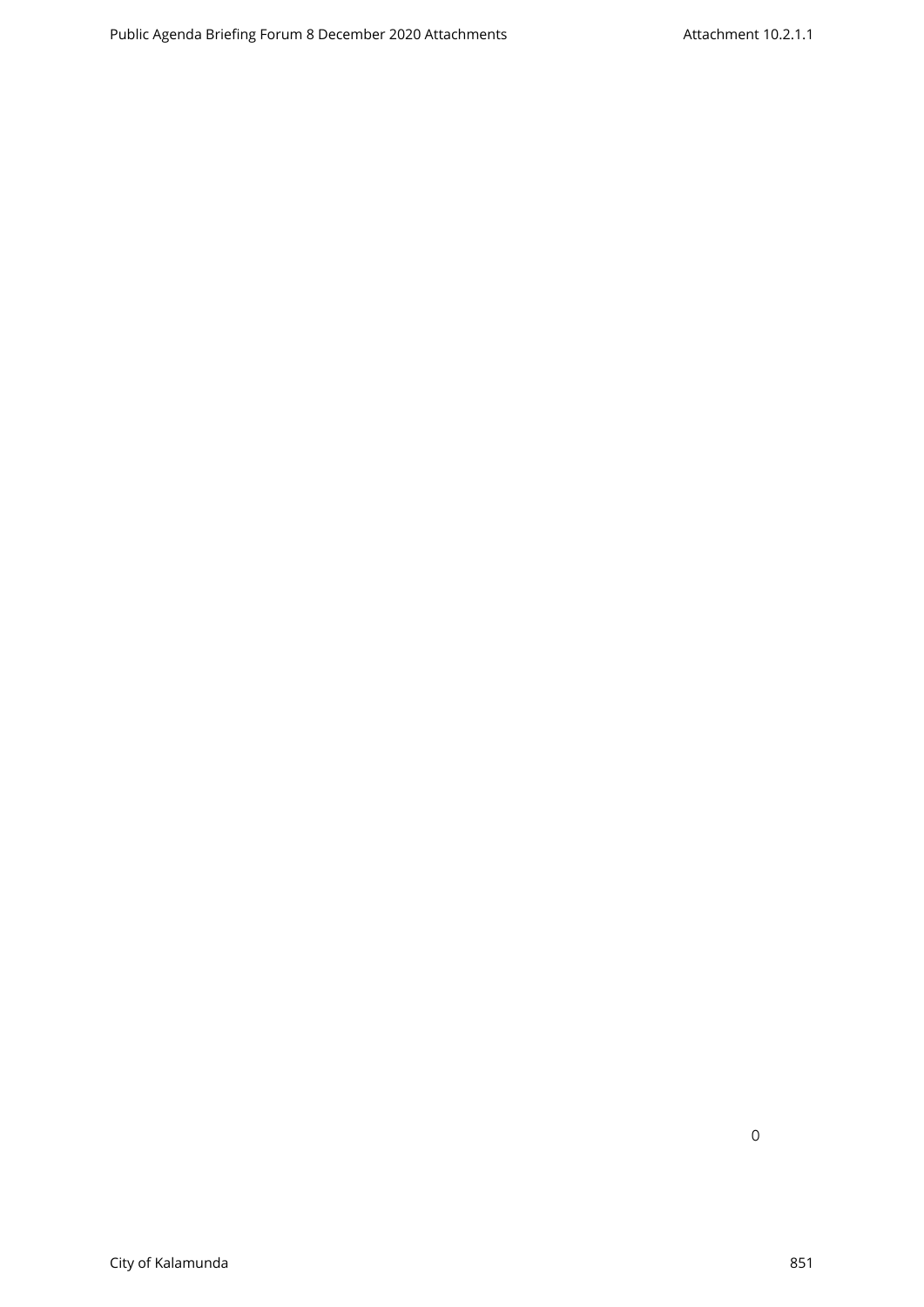0